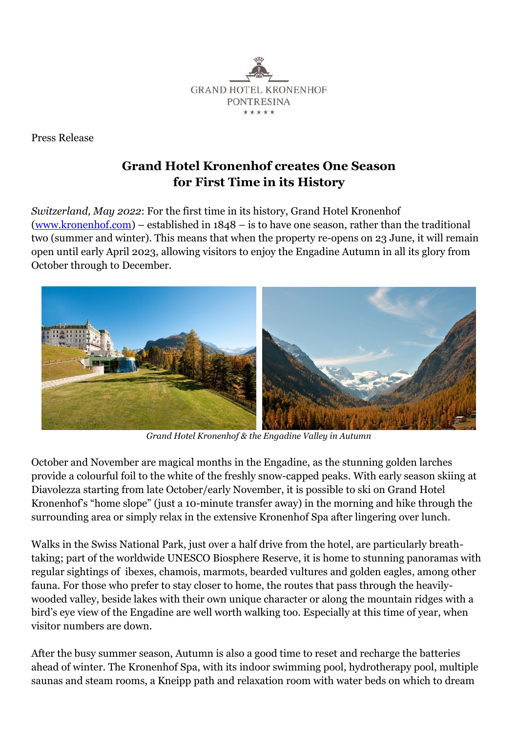GRAND HOTEL KRONENHOF
PONTRESINA
★★★★★

Press Release

# Grand Hotel Kronenhof creates One Season for First Time in its History

*Switzerland, May 2022*: For the first time in its history, Grand Hotel Kronenhof (www.kronenhof.com) – established in 1848 – is to have one season, rather than the traditional two (summer and winter). This means that when the property re-opens on 23 June, it will remain open until early April 2023, allowing visitors to enjoy the Engadine Autumn in all its glory from October through to December.

*Grand Hotel Kronenhof & the Engadine Valley in Autumn*

October and November are magical months in the Engadine, as the stunning golden larches provide a colourful foil to the white of the freshly snow-capped peaks. With early season skiing at Diavolezza starting from late October/early November, it is possible to ski on Grand Hotel Kronenhof's "home slope" (just a 10-minute transfer away) in the morning and hike through the surrounding area or simply relax in the extensive Kronenhof Spa after lingering over lunch.

Walks in the Swiss National Park, just over a half drive from the hotel, are particularly breath-taking; part of the worldwide UNESCO Biosphere Reserve, it is home to stunning panoramas with regular sightings of ibexes, chamois, marmots, bearded vultures and golden eagles, among other fauna. For those who prefer to stay closer to home, the routes that pass through the heavily-wooded valley, beside lakes with their own unique character or along the mountain ridges with a bird's eye view of the Engadine are well worth walking too. Especially at this time of year, when visitor numbers are down.

After the busy summer season, Autumn is also a good time to reset and recharge the batteries ahead of winter. The Kronenhof Spa, with its indoor swimming pool, hydrotherapy pool, multiple saunas and steam rooms, a Kneipp path and relaxation room with water beds on which to dream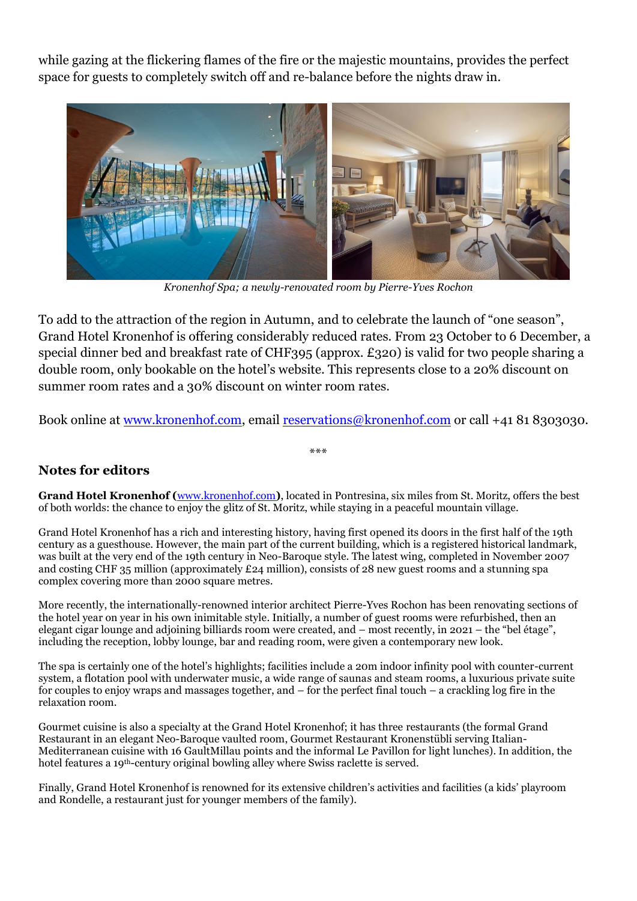while gazing at the flickering flames of the fire or the majestic mountains, provides the perfect space for guests to completely switch off and re-balance before the nights draw in.

*Kronenhof Spa; a newly-renovated room by Pierre-Yves Rochon*

To add to the attraction of the region in Autumn, and to celebrate the launch of "one season", Grand Hotel Kronenhof is offering considerably reduced rates. From 23 October to 6 December, a special dinner bed and breakfast rate of CHF395 (approx. £320) is valid for two people sharing a double room, only bookable on the hotel's website. This represents close to a 20% discount on summer room rates and a 30% discount on winter room rates.

Book online at www.kronenhof.com, email reservations@kronenhof.com or call +41 81 8303030.

***

## Notes for editors

**Grand Hotel Kronenhof (**www.kronenhof.com**)**, located in Pontresina, six miles from St. Moritz, offers the best of both worlds: the chance to enjoy the glitz of St. Moritz, while staying in a peaceful mountain village.

Grand Hotel Kronenhof has a rich and interesting history, having first opened its doors in the first half of the 19th century as a guesthouse. However, the main part of the current building, which is a registered historical landmark, was built at the very end of the 19th century in Neo-Baroque style. The latest wing, completed in November 2007 and costing CHF 35 million (approximately £24 million), consists of 28 new guest rooms and a stunning spa complex covering more than 2000 square metres.

More recently, the internationally-renowned interior architect Pierre-Yves Rochon has been renovating sections of the hotel year on year in his own inimitable style. Initially, a number of guest rooms were refurbished, then an elegant cigar lounge and adjoining billiards room were created, and – most recently, in 2021 – the "bel étage", including the reception, lobby lounge, bar and reading room, were given a contemporary new look.

The spa is certainly one of the hotel's highlights; facilities include a 20m indoor infinity pool with counter-current system, a flotation pool with underwater music, a wide range of saunas and steam rooms, a luxurious private suite for couples to enjoy wraps and massages together, and – for the perfect final touch – a crackling log fire in the relaxation room.

Gourmet cuisine is also a specialty at the Grand Hotel Kronenhof; it has three restaurants (the formal Grand Restaurant in an elegant Neo-Baroque vaulted room, Gourmet Restaurant Kronenstübli serving Italian-Mediterranean cuisine with 16 GaultMillau points and the informal Le Pavillon for light lunches). In addition, the hotel features a 19th-century original bowling alley where Swiss raclette is served.

Finally, Grand Hotel Kronenhof is renowned for its extensive children's activities and facilities (a kids' playroom and Rondelle, a restaurant just for younger members of the family).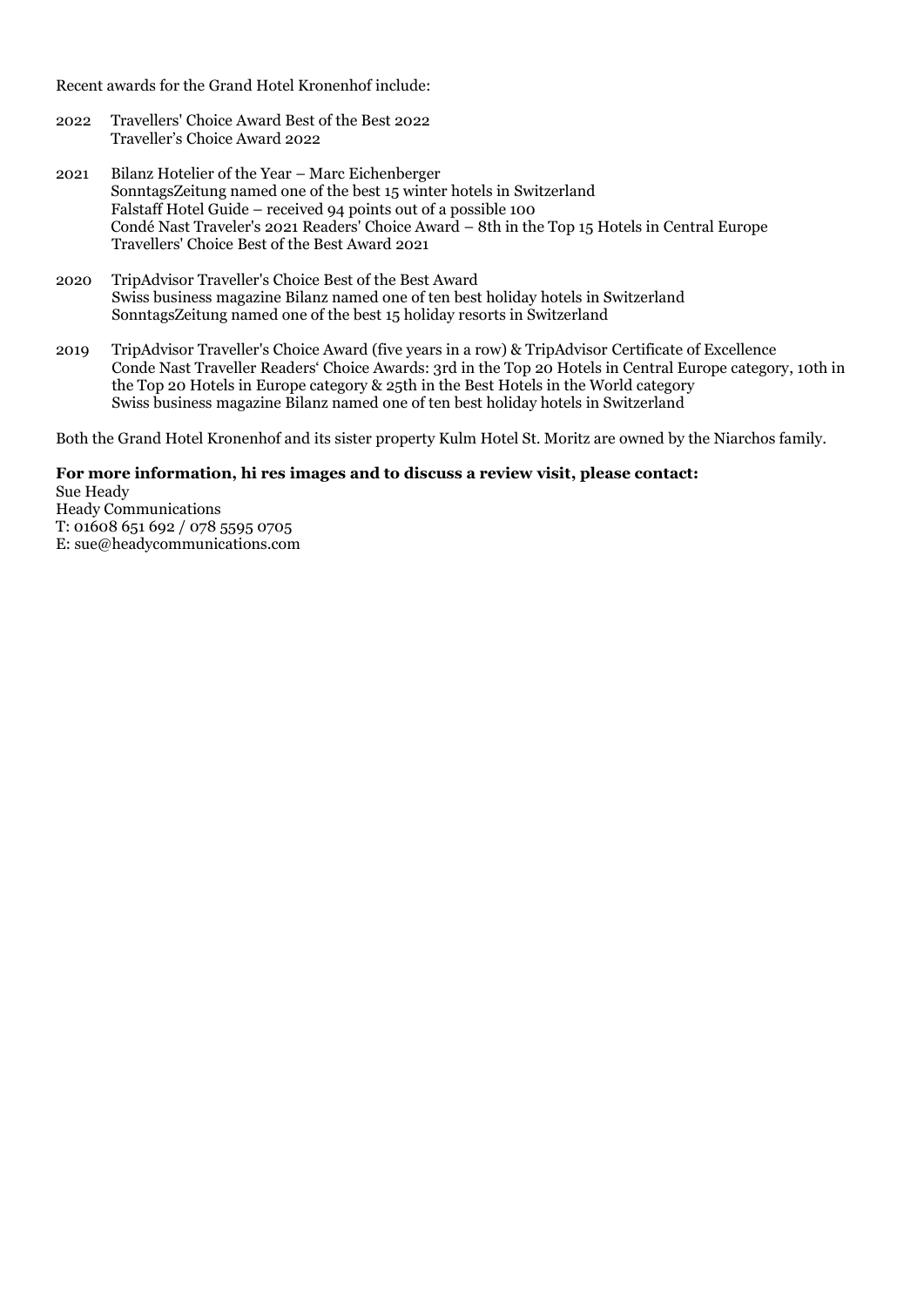Recent awards for the Grand Hotel Kronenhof include:

2022 Travellers' Choice Award Best of the Best 2022
Traveller's Choice Award 2022

2021 Bilanz Hotelier of the Year – Marc Eichenberger
SonntagsZeitung named one of the best 15 winter hotels in Switzerland
Falstaff Hotel Guide – received 94 points out of a possible 100
Condé Nast Traveler's 2021 Readers' Choice Award – 8th in the Top 15 Hotels in Central Europe
Travellers' Choice Best of the Best Award 2021

2020 TripAdvisor Traveller's Choice Best of the Best Award
Swiss business magazine Bilanz named one of ten best holiday hotels in Switzerland
SonntagsZeitung named one of the best 15 holiday resorts in Switzerland

2019 TripAdvisor Traveller's Choice Award (five years in a row) & TripAdvisor Certificate of Excellence
Conde Nast Traveller Readers' Choice Awards: 3rd in the Top 20 Hotels in Central Europe category, 10th in the Top 20 Hotels in Europe category & 25th in the Best Hotels in the World category
Swiss business magazine Bilanz named one of ten best holiday hotels in Switzerland

Both the Grand Hotel Kronenhof and its sister property Kulm Hotel St. Moritz are owned by the Niarchos family.

**For more information, hi res images and to discuss a review visit, please contact:**
Sue Heady
Heady Communications
T: 01608 651 692 / 078 5595 0705
E: sue@headycommunications.com